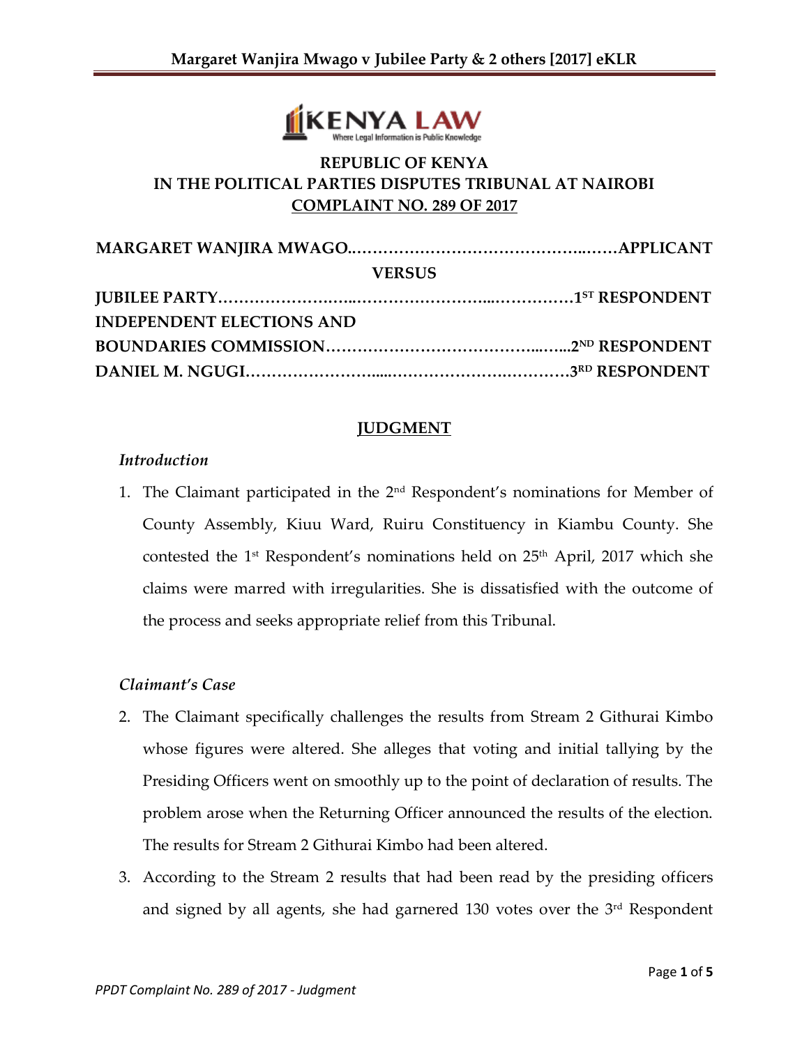**REPUBLIC OF KENYA**
**IN THE POLITICAL PARTIES DISPUTES TRIBUNAL AT NAIROBI**
**COMPLAINT NO. 289 OF 2017**

**MARGARET WANJIRA MWAGO……………………………………..……APPLICANT**

**VERSUS**

**JUBILEE PARTY…………………..……………………...……………1ST RESPONDENT**

**INDEPENDENT ELECTIONS AND**
**BOUNDARIES COMMISSION…………………………………..…...2ND RESPONDENT**

**DANIEL M. NGUGI……………………....……………….…………3RD RESPONDENT**

## JUDGMENT

### *Introduction*

1. The Claimant participated in the 2nd Respondent's nominations for Member of County Assembly, Kiuu Ward, Ruiru Constituency in Kiambu County. She contested the 1st Respondent's nominations held on 25th April, 2017 which she claims were marred with irregularities. She is dissatisfied with the outcome of the process and seeks appropriate relief from this Tribunal.

### *Claimant's Case*

2. The Claimant specifically challenges the results from Stream 2 Githurai Kimbo whose figures were altered. She alleges that voting and initial tallying by the Presiding Officers went on smoothly up to the point of declaration of results. The problem arose when the Returning Officer announced the results of the election. The results for Stream 2 Githurai Kimbo had been altered.

3. According to the Stream 2 results that had been read by the presiding officers and signed by all agents, she had garnered 130 votes over the 3rd Respondent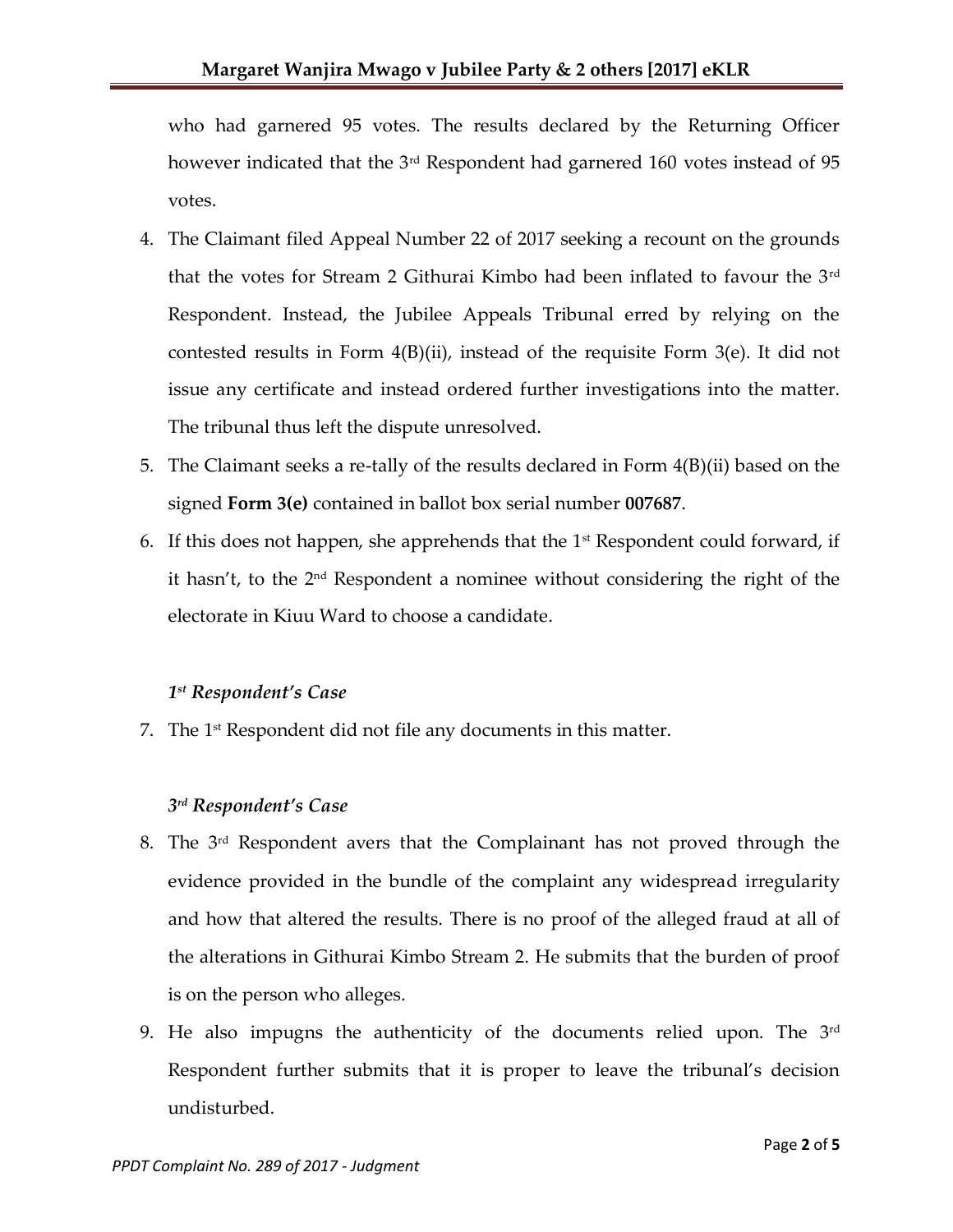who had garnered 95 votes. The results declared by the Returning Officer however indicated that the 3rd Respondent had garnered 160 votes instead of 95 votes.

4. The Claimant filed Appeal Number 22 of 2017 seeking a recount on the grounds that the votes for Stream 2 Githurai Kimbo had been inflated to favour the 3rd Respondent. Instead, the Jubilee Appeals Tribunal erred by relying on the contested results in Form 4(B)(ii), instead of the requisite Form 3(e). It did not issue any certificate and instead ordered further investigations into the matter. The tribunal thus left the dispute unresolved.
5. The Claimant seeks a re-tally of the results declared in Form 4(B)(ii) based on the signed **Form 3(e)** contained in ballot box serial number **007687**.
6. If this does not happen, she apprehends that the 1st Respondent could forward, if it hasn't, to the 2nd Respondent a nominee without considering the right of the electorate in Kiuu Ward to choose a candidate.

***1st Respondent's Case***

7. The 1st Respondent did not file any documents in this matter.

***3rd Respondent's Case***

8. The 3rd Respondent avers that the Complainant has not proved through the evidence provided in the bundle of the complaint any widespread irregularity and how that altered the results. There is no proof of the alleged fraud at all of the alterations in Githurai Kimbo Stream 2. He submits that the burden of proof is on the person who alleges.
9. He also impugns the authenticity of the documents relied upon. The 3rd Respondent further submits that it is proper to leave the tribunal's decision undisturbed.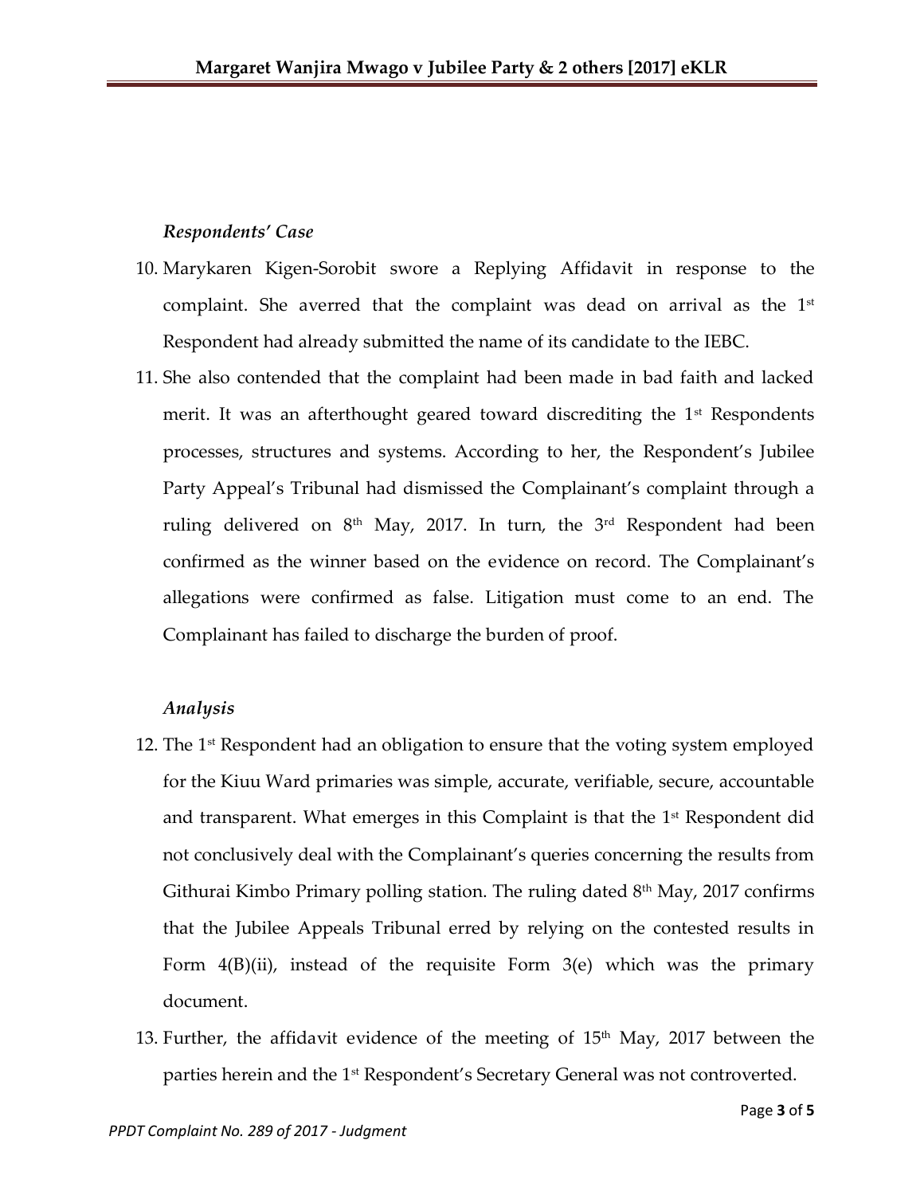*Respondents' Case*

10. Marykaren Kigen-Sorobit swore a Replying Affidavit in response to the complaint. She averred that the complaint was dead on arrival as the 1st Respondent had already submitted the name of its candidate to the IEBC.

11. She also contended that the complaint had been made in bad faith and lacked merit. It was an afterthought geared toward discrediting the 1st Respondents processes, structures and systems. According to her, the Respondent's Jubilee Party Appeal's Tribunal had dismissed the Complainant's complaint through a ruling delivered on 8th May, 2017. In turn, the 3rd Respondent had been confirmed as the winner based on the evidence on record. The Complainant's allegations were confirmed as false. Litigation must come to an end. The Complainant has failed to discharge the burden of proof.

*Analysis*

12. The 1st Respondent had an obligation to ensure that the voting system employed for the Kiuu Ward primaries was simple, accurate, verifiable, secure, accountable and transparent. What emerges in this Complaint is that the 1st Respondent did not conclusively deal with the Complainant's queries concerning the results from Githurai Kimbo Primary polling station. The ruling dated 8th May, 2017 confirms that the Jubilee Appeals Tribunal erred by relying on the contested results in Form 4(B)(ii), instead of the requisite Form 3(e) which was the primary document.

13. Further, the affidavit evidence of the meeting of 15th May, 2017 between the parties herein and the 1st Respondent's Secretary General was not controverted.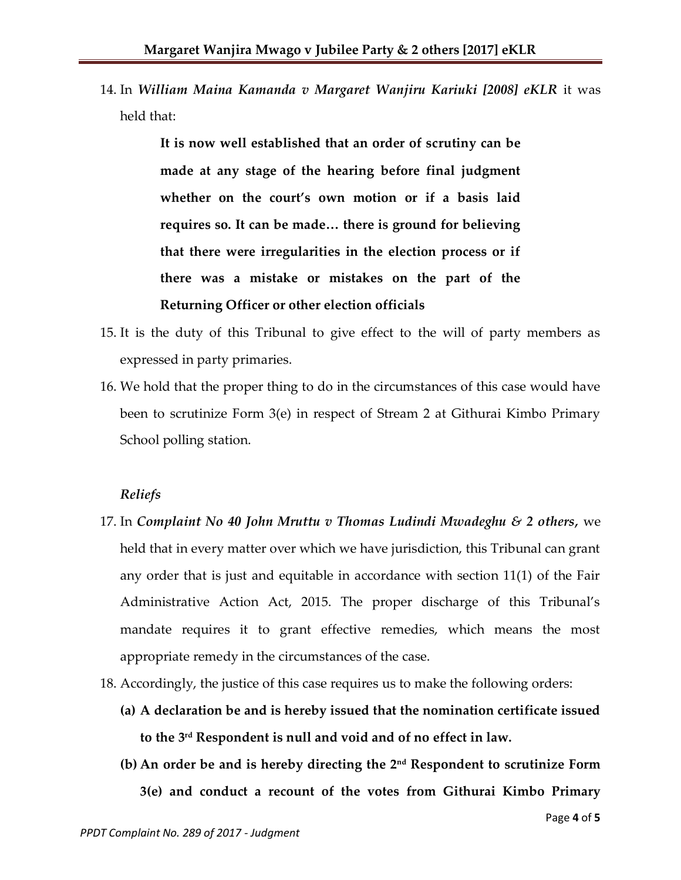14. In ***William Maina Kamanda v Margaret Wanjiru Kariuki [2008] eKLR*** it was held that:

> **It is now well established that an order of scrutiny can be made at any stage of the hearing before final judgment whether on the court's own motion or if a basis laid requires so. It can be made… there is ground for believing that there were irregularities in the election process or if there was a mistake or mistakes on the part of the Returning Officer or other election officials**

15. It is the duty of this Tribunal to give effect to the will of party members as expressed in party primaries.
16. We hold that the proper thing to do in the circumstances of this case would have been to scrutinize Form 3(e) in respect of Stream 2 at Githurai Kimbo Primary School polling station.

*Reliefs*

17. In ***Complaint No 40 John Mruttu v Thomas Ludindi Mwadeghu & 2 others,*** we held that in every matter over which we have jurisdiction, this Tribunal can grant any order that is just and equitable in accordance with section 11(1) of the Fair Administrative Action Act, 2015. The proper discharge of this Tribunal's mandate requires it to grant effective remedies, which means the most appropriate remedy in the circumstances of the case.
18. Accordingly, the justice of this case requires us to make the following orders:
    - **(a) A declaration be and is hereby issued that the nomination certificate issued to the 3rd Respondent is null and void and of no effect in law.**
    - **(b) An order be and is hereby directing the 2nd Respondent to scrutinize Form 3(e) and conduct a recount of the votes from Githurai Kimbo Primary**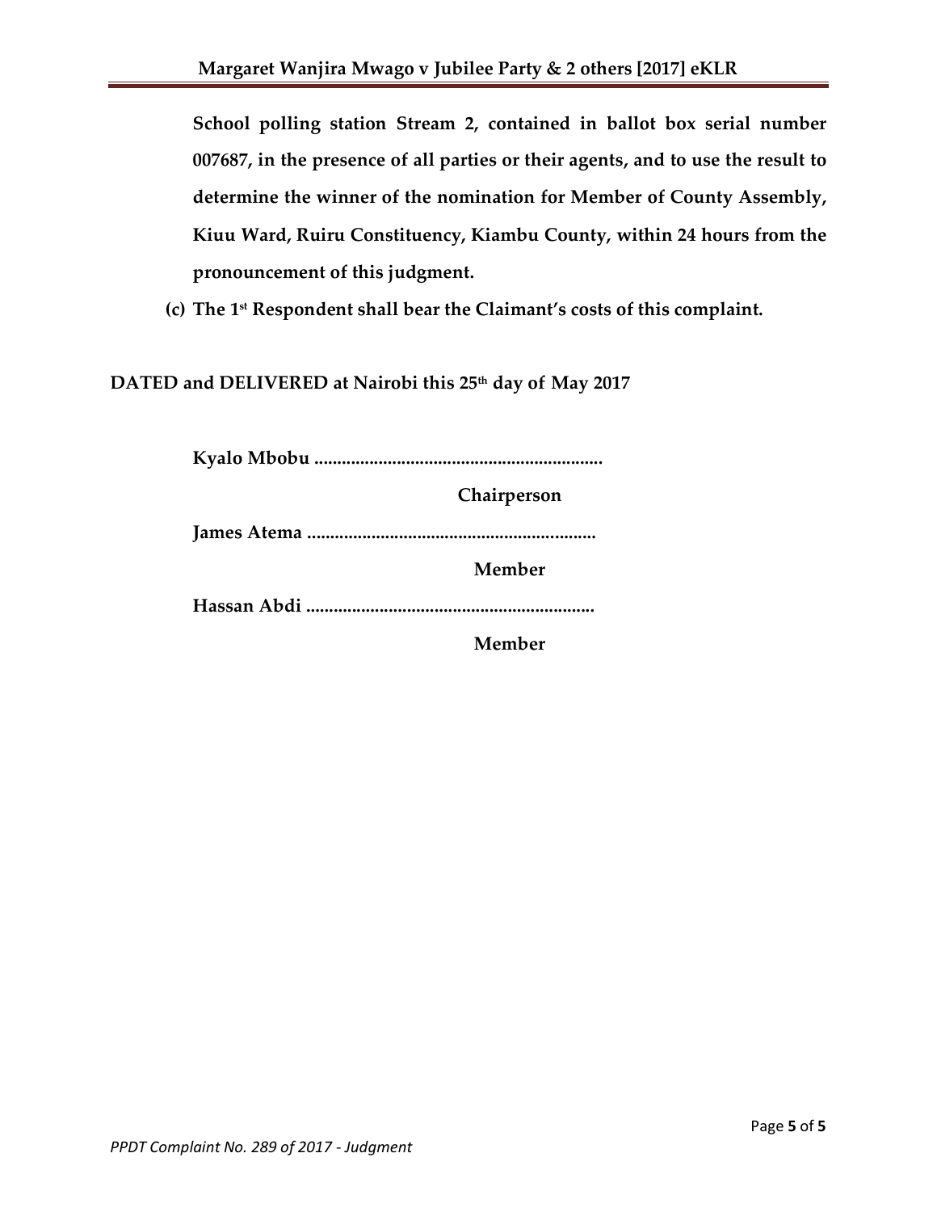**School polling station Stream 2, contained in ballot box serial number 007687, in the presence of all parties or their agents, and to use the result to determine the winner of the nomination for Member of County Assembly, Kiuu Ward, Ruiru Constituency, Kiambu County, within 24 hours from the pronouncement of this judgment.**

**(c) The 1st Respondent shall bear the Claimant's costs of this complaint.**

**DATED and DELIVERED at Nairobi this 25th day of May 2017**

**Kyalo Mbobu ..............................................................**

**Chairperson**

**James Atema ..............................................................**

**Member**

**Hassan Abdi ..............................................................**

**Member**